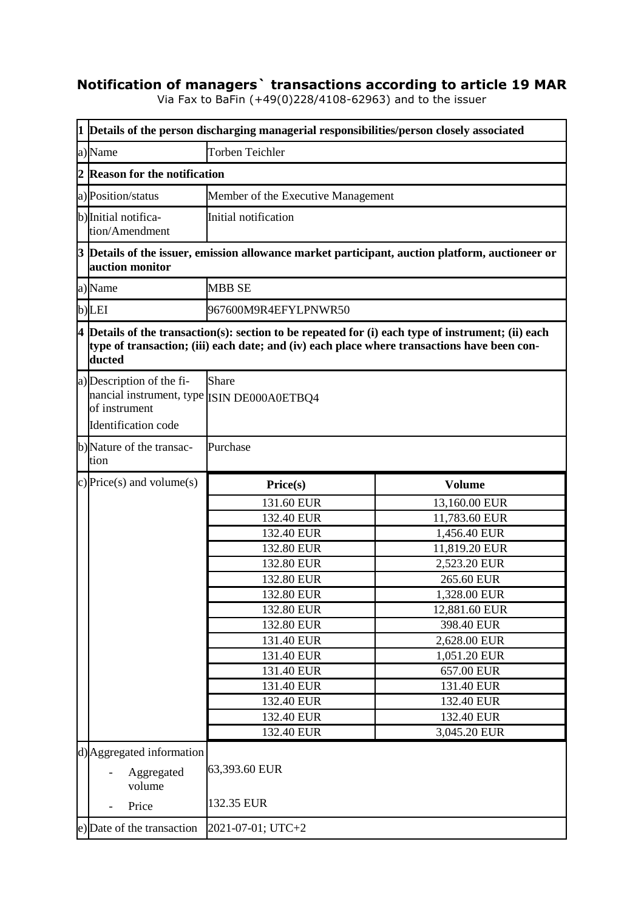# Notification of managers` transactions according to article 19 MAR

Via Fax to BaFin (+49(0)228/4108-62963) and to the issuer

| | | | |
|---|---|---|---|
| **1** | **Details of the person discharging managerial responsibilities/person closely associated** | | |
| a) | Name | Torben Teichler | |
| **2** | **Reason for the notification** | | |
| a) | Position/status | Member of the Executive Management | |
| b) | Initial notification/Amendment | Initial notification | |
| **3** | **Details of the issuer, emission allowance market participant, auction platform, auctioneer or auction monitor** | | |
| a) | Name | MBB SE | |
| b) | LEI | 967600M9R4EFYLPNWR50 | |
| **4** | **Details of the transaction(s): section to be repeated for (i) each type of instrument; (ii) each type of transaction; (iii) each date; and (iv) each place where transactions have been conducted** | | |
| a) | Description of the financial instrument, type of instrument<br>Identification code | Share<br>ISIN DE000A0ETBQ4 | |
| b) | Nature of the transaction | Purchase | |
| c) | Price(s) and volume(s) | **Price(s)** | **Volume** |
| | | 131.60 EUR | 13,160.00 EUR |
| | | 132.40 EUR | 11,783.60 EUR |
| | | 132.40 EUR | 1,456.40 EUR |
| | | 132.80 EUR | 11,819.20 EUR |
| | | 132.80 EUR | 2,523.20 EUR |
| | | 132.80 EUR | 265.60 EUR |
| | | 132.80 EUR | 1,328.00 EUR |
| | | 132.80 EUR | 12,881.60 EUR |
| | | 132.80 EUR | 398.40 EUR |
| | | 131.40 EUR | 2,628.00 EUR |
| | | 131.40 EUR | 1,051.20 EUR |
| | | 131.40 EUR | 657.00 EUR |
| | | 131.40 EUR | 131.40 EUR |
| | | 132.40 EUR | 132.40 EUR |
| | | 132.40 EUR | 132.40 EUR |
| | | 132.40 EUR | 3,045.20 EUR |
| d) | Aggregated information<br>- Aggregated volume<br>- Price | 63,393.60 EUR<br>132.35 EUR | |
| e) | Date of the transaction | 2021-07-01; UTC+2 | |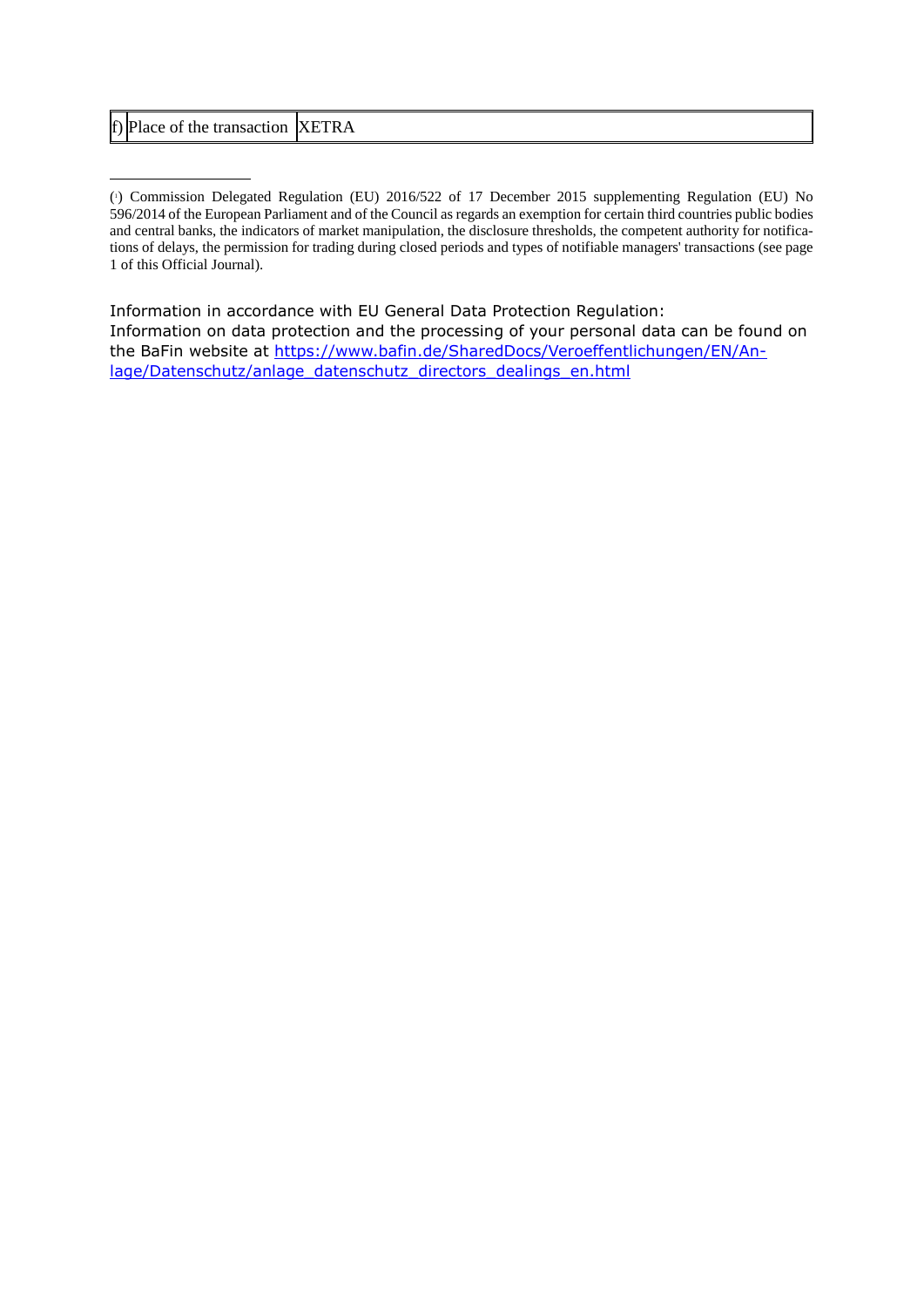| | | |
|---|---|---|
| f) | Place of the transaction | XETRA |

([1]) Commission Delegated Regulation (EU) 2016/522 of 17 December 2015 supplementing Regulation (EU) No 596/2014 of the European Parliament and of the Council as regards an exemption for certain third countries public bodies and central banks, the indicators of market manipulation, the disclosure thresholds, the competent authority for notifications of delays, the permission for trading during closed periods and types of notifiable managers' transactions (see page 1 of this Official Journal).

Information in accordance with EU General Data Protection Regulation:
Information on data protection and the processing of your personal data can be found on the BaFin website at https://www.bafin.de/SharedDocs/Veroeffentlichungen/EN/Anlage/Datenschutz/anlage_datenschutz_directors_dealings_en.html